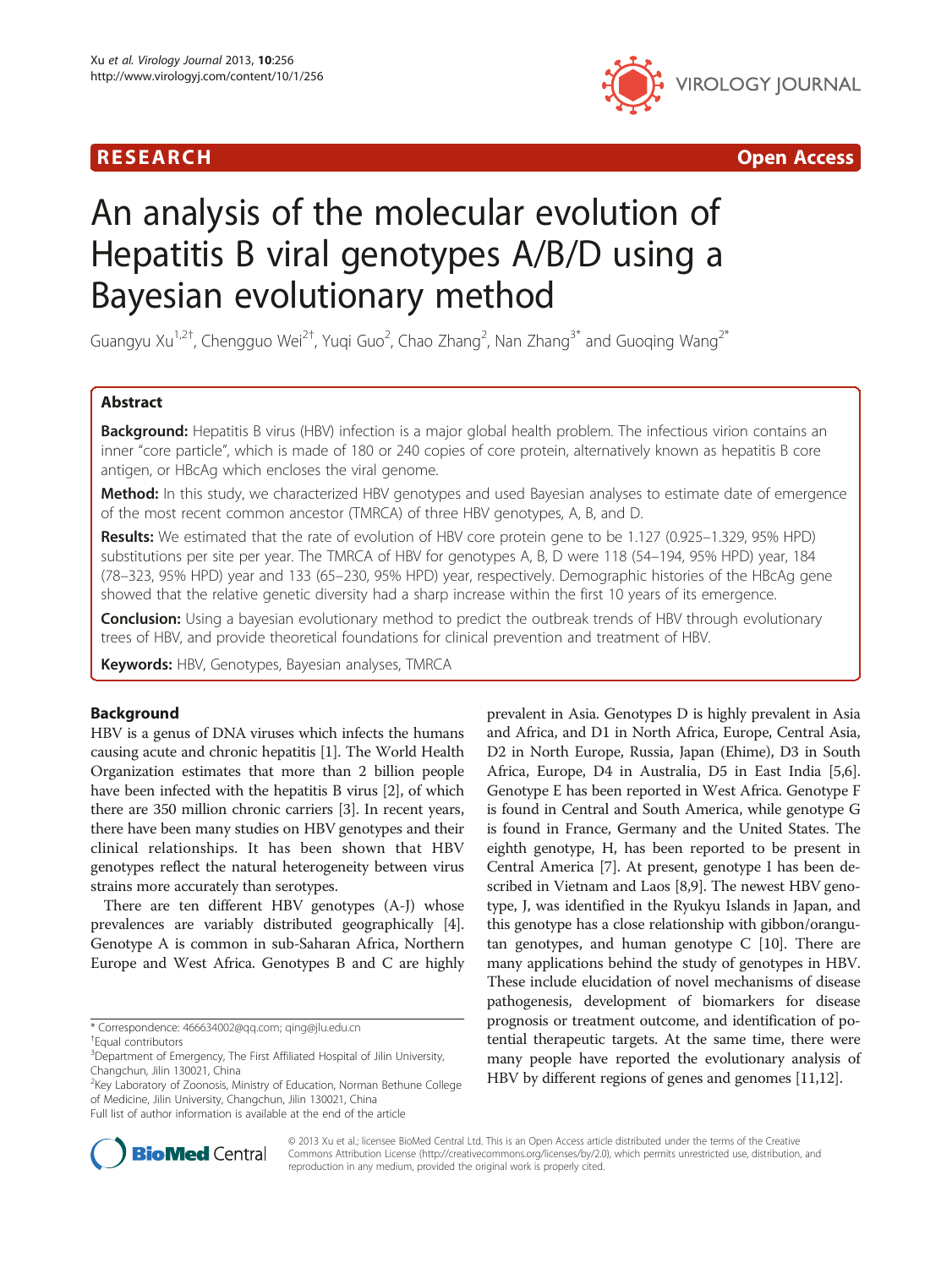RESEARCH Open Access

# An analysis of the molecular evolution of Hepatitis B viral genotypes A/B/D using a Bayesian evolutionary method

Guangyu Xu[1,2†], Chengguo Wei[2†], Yuqi Guo[2], Chao Zhang[2], Nan Zhang[3*] and Guoqing Wang[2*]

## Abstract

**Background:** Hepatitis B virus (HBV) infection is a major global health problem. The infectious virion contains an inner "core particle", which is made of 180 or 240 copies of core protein, alternatively known as hepatitis B core antigen, or HBcAg which encloses the viral genome.

**Method:** In this study, we characterized HBV genotypes and used Bayesian analyses to estimate date of emergence of the most recent common ancestor (TMRCA) of three HBV genotypes, A, B, and D.

**Results:** We estimated that the rate of evolution of HBV core protein gene to be 1.127 (0.925–1.329, 95% HPD) substitutions per site per year. The TMRCA of HBV for genotypes A, B, D were 118 (54–194, 95% HPD) year, 184 (78–323, 95% HPD) year and 133 (65–230, 95% HPD) year, respectively. Demographic histories of the HBcAg gene showed that the relative genetic diversity had a sharp increase within the first 10 years of its emergence.

**Conclusion:** Using a bayesian evolutionary method to predict the outbreak trends of HBV through evolutionary trees of HBV, and provide theoretical foundations for clinical prevention and treatment of HBV.

**Keywords:** HBV, Genotypes, Bayesian analyses, TMRCA

## Background

HBV is a genus of DNA viruses which infects the humans causing acute and chronic hepatitis [1]. The World Health Organization estimates that more than 2 billion people have been infected with the hepatitis B virus [2], of which there are 350 million chronic carriers [3]. In recent years, there have been many studies on HBV genotypes and their clinical relationships. It has been shown that HBV genotypes reflect the natural heterogeneity between virus strains more accurately than serotypes.

There are ten different HBV genotypes (A-J) whose prevalences are variably distributed geographically [4]. Genotype A is common in sub-Saharan Africa, Northern Europe and West Africa. Genotypes B and C are highly prevalent in Asia. Genotypes D is highly prevalent in Asia and Africa, and D1 in North Africa, Europe, Central Asia, D2 in North Europe, Russia, Japan (Ehime), D3 in South Africa, Europe, D4 in Australia, D5 in East India [5,6]. Genotype E has been reported in West Africa. Genotype F is found in Central and South America, while genotype G is found in France, Germany and the United States. The eighth genotype, H, has been reported to be present in Central America [7]. At present, genotype I has been described in Vietnam and Laos [8,9]. The newest HBV genotype, J, was identified in the Ryukyu Islands in Japan, and this genotype has a close relationship with gibbon/orangutan genotypes, and human genotype C [10]. There are many applications behind the study of genotypes in HBV. These include elucidation of novel mechanisms of disease pathogenesis, development of biomarkers for disease prognosis or treatment outcome, and identification of potential therapeutic targets. At the same time, there were many people have reported the evolutionary analysis of HBV by different regions of genes and genomes [11,12].

\* Correspondence: 466634002@qq.com; qing@jlu.edu.cn
†Equal contributors
[3]Department of Emergency, The First Affiliated Hospital of Jilin University, Changchun, Jilin 130021, China
[2]Key Laboratory of Zoonosis, Ministry of Education, Norman Bethune College of Medicine, Jilin University, Changchun, Jilin 130021, China
Full list of author information is available at the end of the article

© 2013 Xu et al.; licensee BioMed Central Ltd. This is an Open Access article distributed under the terms of the Creative Commons Attribution License (http://creativecommons.org/licenses/by/2.0), which permits unrestricted use, distribution, and reproduction in any medium, provided the original work is properly cited.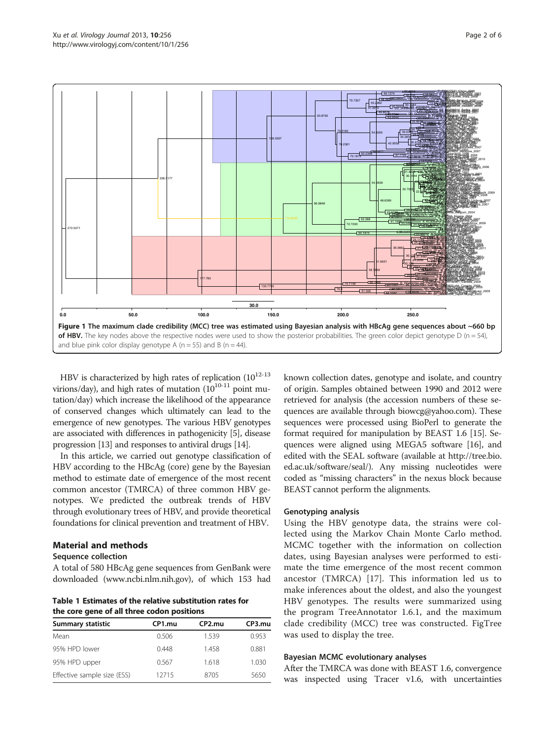**Figure 1 The maximum clade credibility (MCC) tree was estimated using Bayesian analysis with HBcAg gene sequences about ~660 bp of HBV.** The key nodes above the respective nodes were used to show the posterior probabilities. The green color depict genotype D (n = 54), and blue pink color display genotype A (n = 55) and B (n = 44).

HBV is characterized by high rates of replication ($10^{12\text{-}13}$ virions/day), and high rates of mutation ($10^{10\text{-}11}$ point mutation/day) which increase the likelihood of the appearance of conserved changes which ultimately can lead to the emergence of new genotypes. The various HBV genotypes are associated with differences in pathogenicity [5], disease progression [13] and responses to antiviral drugs [14].

In this article, we carried out genotype classification of HBV according to the HBcAg (core) gene by the Bayesian method to estimate date of emergence of the most recent common ancestor (TMRCA) of three common HBV genotypes. We predicted the outbreak trends of HBV through evolutionary trees of HBV, and provide theoretical foundations for clinical prevention and treatment of HBV.

## Material and methods

### Sequence collection

A total of 580 HBcAg gene sequences from GenBank were downloaded (www.ncbi.nlm.nih.gov), of which 153 had known collection dates, genotype and isolate, and country of origin. Samples obtained between 1990 and 2012 were retrieved for analysis (the accession numbers of these sequences are available through biowcg@yahoo.com). These sequences were processed using BioPerl to generate the format required for manipulation by BEAST 1.6 [15]. Sequences were aligned using MEGA5 software [16], and edited with the SEAL software (available at http://tree.bio.ed.ac.uk/software/seal/). Any missing nucleotides were coded as "missing characters" in the nexus block because BEAST cannot perform the alignments.

**Table 1 Estimates of the relative substitution rates for the core gene of all three codon positions**

| Summary statistic | CP1.mu | CP2.mu | CP3.mu |
|---|---|---|---|
| Mean | 0.506 | 1.539 | 0.953 |
| 95% HPD lower | 0.448 | 1.458 | 0.881 |
| 95% HPD upper | 0.567 | 1.618 | 1.030 |
| Effective sample size (ESS) | 12715 | 8705 | 5650 |

### Genotyping analysis

Using the HBV genotype data, the strains were collected using the Markov Chain Monte Carlo method. MCMC together with the information on collection dates, using Bayesian analyses were performed to estimate the time emergence of the most recent common ancestor (TMRCA) [17]. This information led us to make inferences about the oldest, and also the youngest HBV genotypes. The results were summarized using the program TreeAnnotator 1.6.1, and the maximum clade credibility (MCC) tree was constructed. FigTree was used to display the tree.

### Bayesian MCMC evolutionary analyses

After the TMRCA was done with BEAST 1.6, convergence was inspected using Tracer v1.6, with uncertainties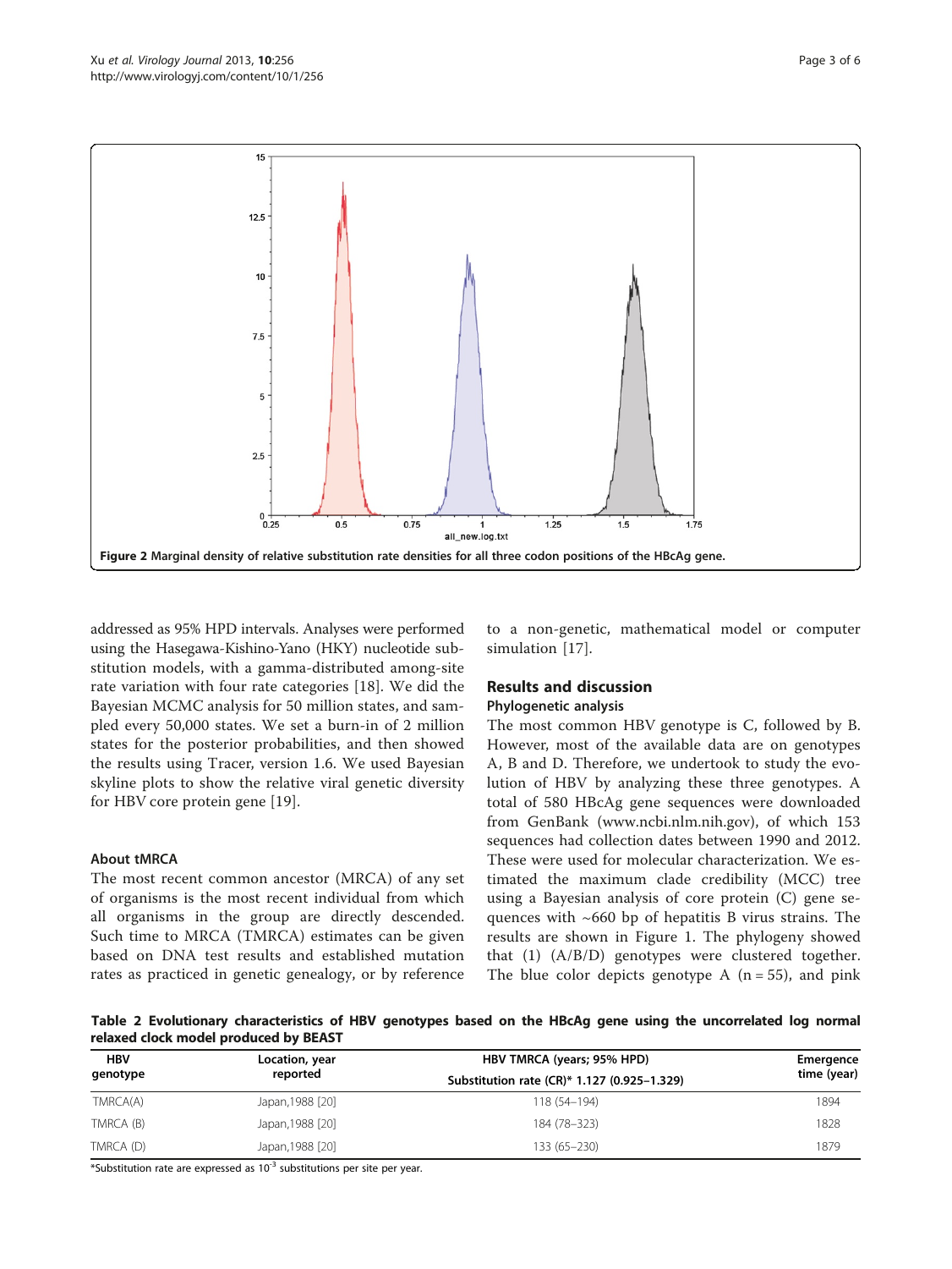Figure 2 Marginal density of relative substitution rate densities for all three codon positions of the HBcAg gene.

addressed as 95% HPD intervals. Analyses were performed using the Hasegawa-Kishino-Yano (HKY) nucleotide substitution models, with a gamma-distributed among-site rate variation with four rate categories [18]. We did the Bayesian MCMC analysis for 50 million states, and sampled every 50,000 states. We set a burn-in of 2 million states for the posterior probabilities, and then showed the results using Tracer, version 1.6. We used Bayesian skyline plots to show the relative viral genetic diversity for HBV core protein gene [19].

### About tMRCA

The most recent common ancestor (MRCA) of any set of organisms is the most recent individual from which all organisms in the group are directly descended. Such time to MRCA (TMRCA) estimates can be given based on DNA test results and established mutation rates as practiced in genetic genealogy, or by reference to a non-genetic, mathematical model or computer simulation [17].

## Results and discussion

### Phylogenetic analysis

The most common HBV genotype is C, followed by B. However, most of the available data are on genotypes A, B and D. Therefore, we undertook to study the evolution of HBV by analyzing these three genotypes. A total of 580 HBcAg gene sequences were downloaded from GenBank (www.ncbi.nlm.nih.gov), of which 153 sequences had collection dates between 1990 and 2012. These were used for molecular characterization. We estimated the maximum clade credibility (MCC) tree using a Bayesian analysis of core protein (C) gene sequences with ~660 bp of hepatitis B virus strains. The results are shown in Figure 1. The phylogeny showed that (1) (A/B/D) genotypes were clustered together. The blue color depicts genotype A (n = 55), and pink

**Table 2 Evolutionary characteristics of HBV genotypes based on the HBcAg gene using the uncorrelated log normal relaxed clock model produced by BEAST**

| HBV genotype | Location, year reported | HBV TMRCA (years; 95% HPD) | Emergence time (year) |
|---|---|---|---|
| | | Substitution rate (CR)* 1.127 (0.925–1.329) | |
| TMRCA(A) | Japan,1988 [20] | 118 (54–194) | 1894 |
| TMRCA (B) | Japan,1988 [20] | 184 (78–323) | 1828 |
| TMRCA (D) | Japan,1988 [20] | 133 (65–230) | 1879 |

*Substitution rate are expressed as $10^{-3}$ substitutions per site per year.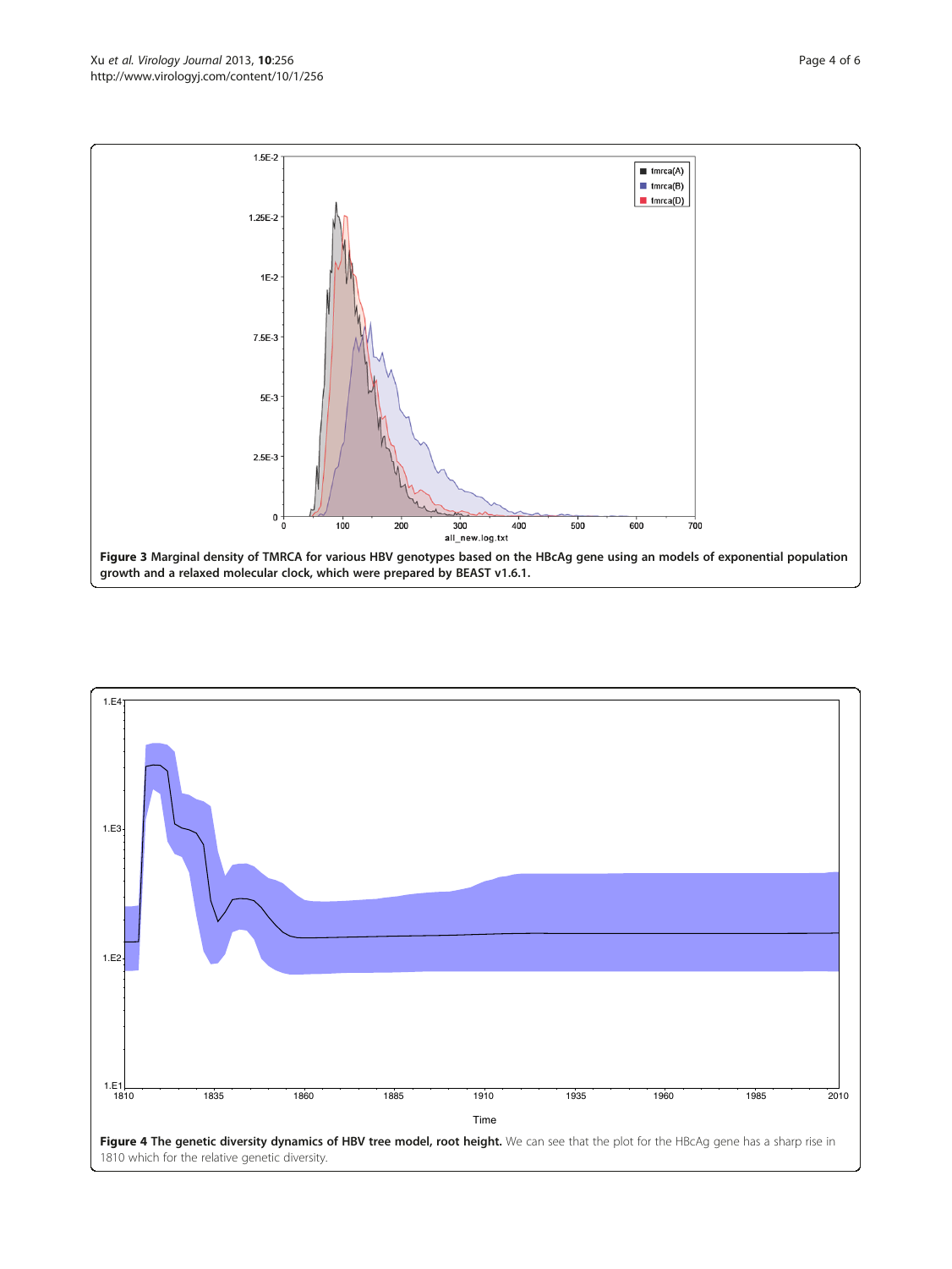**Figure 3 Marginal density of TMRCA for various HBV genotypes based on the HBcAg gene using an models of exponential population growth and a relaxed molecular clock, which were prepared by BEAST v1.6.1.**

**Figure 4 The genetic diversity dynamics of HBV tree model, root height.** We can see that the plot for the HBcAg gene has a sharp rise in 1810 which for the relative genetic diversity.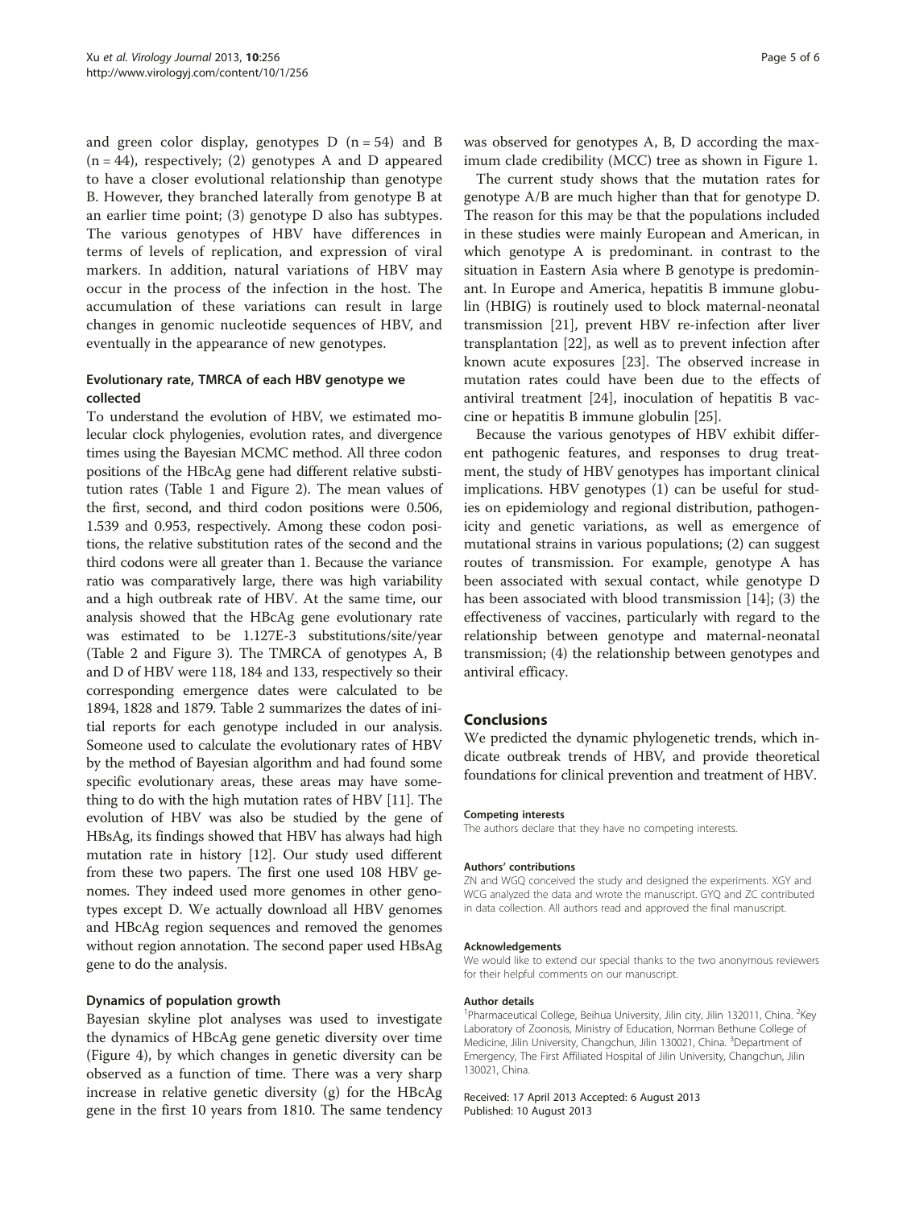and green color display, genotypes D (n = 54) and B (n = 44), respectively; (2) genotypes A and D appeared to have a closer evolutional relationship than genotype B. However, they branched laterally from genotype B at an earlier time point; (3) genotype D also has subtypes. The various genotypes of HBV have differences in terms of levels of replication, and expression of viral markers. In addition, natural variations of HBV may occur in the process of the infection in the host. The accumulation of these variations can result in large changes in genomic nucleotide sequences of HBV, and eventually in the appearance of new genotypes.

### Evolutionary rate, TMRCA of each HBV genotype we collected

To understand the evolution of HBV, we estimated molecular clock phylogenies, evolution rates, and divergence times using the Bayesian MCMC method. All three codon positions of the HBcAg gene had different relative substitution rates (Table 1 and Figure 2). The mean values of the first, second, and third codon positions were 0.506, 1.539 and 0.953, respectively. Among these codon positions, the relative substitution rates of the second and the third codons were all greater than 1. Because the variance ratio was comparatively large, there was high variability and a high outbreak rate of HBV. At the same time, our analysis showed that the HBcAg gene evolutionary rate was estimated to be 1.127E-3 substitutions/site/year (Table 2 and Figure 3). The TMRCA of genotypes A, B and D of HBV were 118, 184 and 133, respectively so their corresponding emergence dates were calculated to be 1894, 1828 and 1879. Table 2 summarizes the dates of initial reports for each genotype included in our analysis. Someone used to calculate the evolutionary rates of HBV by the method of Bayesian algorithm and had found some specific evolutionary areas, these areas may have something to do with the high mutation rates of HBV [11]. The evolution of HBV was also be studied by the gene of HBsAg, its findings showed that HBV has always had high mutation rate in history [12]. Our study used different from these two papers. The first one used 108 HBV genomes. They indeed used more genomes in other genotypes except D. We actually download all HBV genomes and HBcAg region sequences and removed the genomes without region annotation. The second paper used HBsAg gene to do the analysis.

### Dynamics of population growth

Bayesian skyline plot analyses was used to investigate the dynamics of HBcAg gene genetic diversity over time (Figure 4), by which changes in genetic diversity can be observed as a function of time. There was a very sharp increase in relative genetic diversity (g) for the HBcAg gene in the first 10 years from 1810. The same tendency was observed for genotypes A, B, D according the maximum clade credibility (MCC) tree as shown in Figure 1.

The current study shows that the mutation rates for genotype A/B are much higher than that for genotype D. The reason for this may be that the populations included in these studies were mainly European and American, in which genotype A is predominant. in contrast to the situation in Eastern Asia where B genotype is predominant. In Europe and America, hepatitis B immune globulin (HBIG) is routinely used to block maternal-neonatal transmission [21], prevent HBV re-infection after liver transplantation [22], as well as to prevent infection after known acute exposures [23]. The observed increase in mutation rates could have been due to the effects of antiviral treatment [24], inoculation of hepatitis B vaccine or hepatitis B immune globulin [25].

Because the various genotypes of HBV exhibit different pathogenic features, and responses to drug treatment, the study of HBV genotypes has important clinical implications. HBV genotypes (1) can be useful for studies on epidemiology and regional distribution, pathogenicity and genetic variations, as well as emergence of mutational strains in various populations; (2) can suggest routes of transmission. For example, genotype A has been associated with sexual contact, while genotype D has been associated with blood transmission [14]; (3) the effectiveness of vaccines, particularly with regard to the relationship between genotype and maternal-neonatal transmission; (4) the relationship between genotypes and antiviral efficacy.

## Conclusions

We predicted the dynamic phylogenetic trends, which indicate outbreak trends of HBV, and provide theoretical foundations for clinical prevention and treatment of HBV.

#### Competing interests

The authors declare that they have no competing interests.

#### Authors' contributions

ZN and WGQ conceived the study and designed the experiments. XGY and WCG analyzed the data and wrote the manuscript. GYQ and ZC contributed in data collection. All authors read and approved the final manuscript.

#### Acknowledgements

We would like to extend our special thanks to the two anonymous reviewers for their helpful comments on our manuscript.

#### Author details

[1]Pharmaceutical College, Beihua University, Jilin city, Jilin 132011, China. [2]Key Laboratory of Zoonosis, Ministry of Education, Norman Bethune College of Medicine, Jilin University, Changchun, Jilin 130021, China. [3]Department of Emergency, The First Affiliated Hospital of Jilin University, Changchun, Jilin 130021, China.

Received: 17 April 2013 Accepted: 6 August 2013
Published: 10 August 2013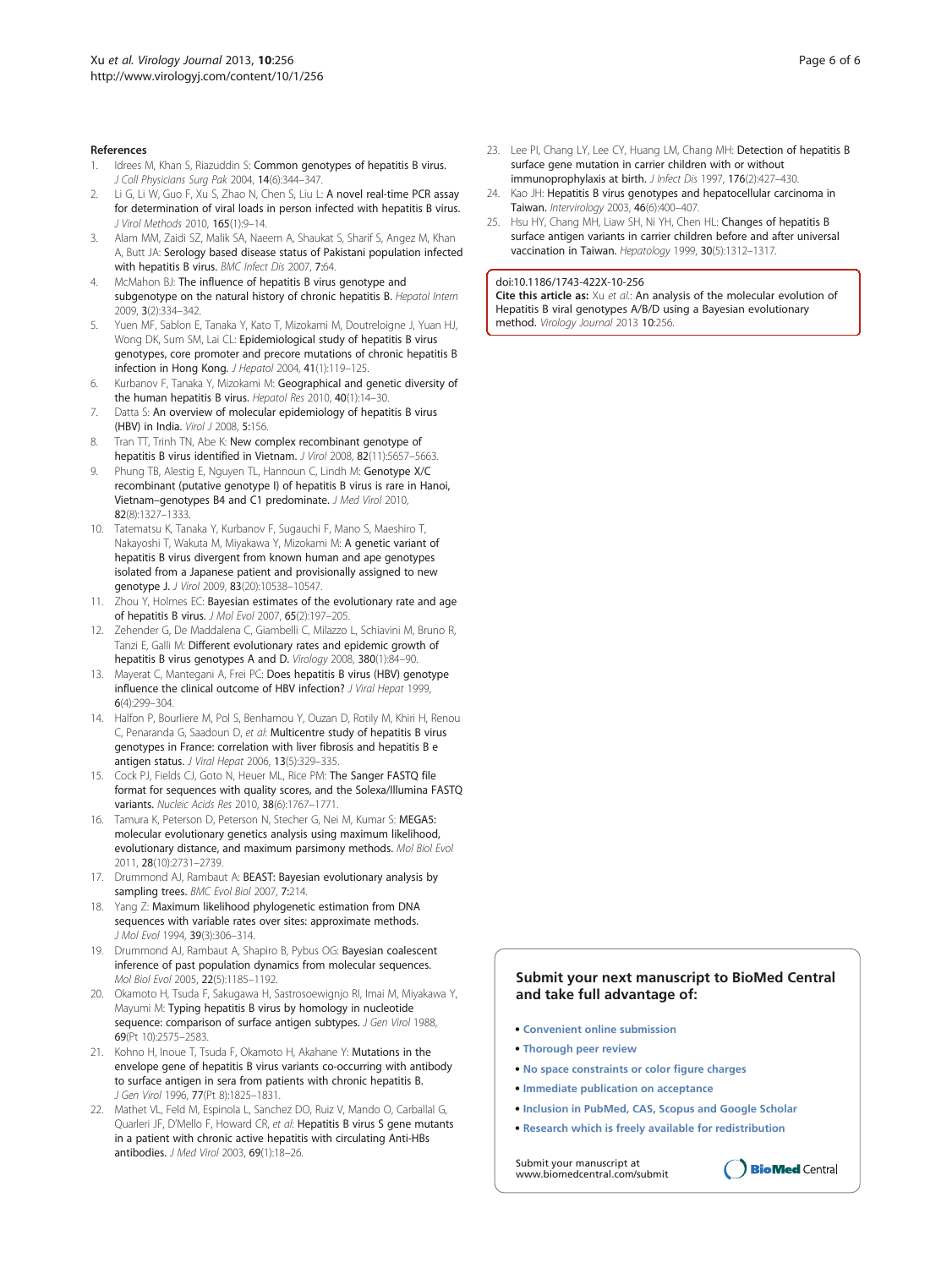## References

1. Idrees M, Khan S, Riazuddin S: **Common genotypes of hepatitis B virus.** *J Coll Physicians Surg Pak* 2004, **14**(6):344–347.
2. Li G, Li W, Guo F, Xu S, Zhao N, Chen S, Liu L: **A novel real-time PCR assay for determination of viral loads in person infected with hepatitis B virus.** *J Virol Methods* 2010, **165**(1):9–14.
3. Alam MM, Zaidi SZ, Malik SA, Naeem A, Shaukat S, Sharif S, Angez M, Khan A, Butt JA: **Serology based disease status of Pakistani population infected with hepatitis B virus.** *BMC Infect Dis* 2007, **7**:64.
4. McMahon BJ: **The influence of hepatitis B virus genotype and subgenotype on the natural history of chronic hepatitis B.** *Hepatol Intern* 2009, **3**(2):334–342.
5. Yuen MF, Sablon E, Tanaka Y, Kato T, Mizokami M, Doutreloigne J, Yuan HJ, Wong DK, Sum SM, Lai CL: **Epidemiological study of hepatitis B virus genotypes, core promoter and precore mutations of chronic hepatitis B infection in Hong Kong.** *J Hepatol* 2004, **41**(1):119–125.
6. Kurbanov F, Tanaka Y, Mizokami M: **Geographical and genetic diversity of the human hepatitis B virus.** *Hepatol Res* 2010, **40**(1):14–30.
7. Datta S: **An overview of molecular epidemiology of hepatitis B virus (HBV) in India.** *Virol J* 2008, **5**:156.
8. Tran TT, Trinh TN, Abe K: **New complex recombinant genotype of hepatitis B virus identified in Vietnam.** *J Virol* 2008, **82**(11):5657–5663.
9. Phung TB, Alestig E, Nguyen TL, Hannoun C, Lindh M: **Genotype X/C recombinant (putative genotype I) of hepatitis B virus is rare in Hanoi, Vietnam–genotypes B4 and C1 predominate.** *J Med Virol* 2010, **82**(8):1327–1333.
10. Tatematsu K, Tanaka Y, Kurbanov F, Sugauchi F, Mano S, Maeshiro T, Nakayoshi T, Wakuta M, Miyakawa Y, Mizokami M: **A genetic variant of hepatitis B virus divergent from known human and ape genotypes isolated from a Japanese patient and provisionally assigned to new genotype J.** *J Virol* 2009, **83**(20):10538–10547.
11. Zhou Y, Holmes EC: **Bayesian estimates of the evolutionary rate and age of hepatitis B virus.** *J Mol Evol* 2007, **65**(2):197–205.
12. Zehender G, De Maddalena C, Giambelli C, Milazzo L, Schiavini M, Bruno R, Tanzi E, Galli M: **Different evolutionary rates and epidemic growth of hepatitis B virus genotypes A and D.** *Virology* 2008, **380**(1):84–90.
13. Mayerat C, Mantegani A, Frei PC: **Does hepatitis B virus (HBV) genotype influence the clinical outcome of HBV infection?** *J Viral Hepat* 1999, **6**(4):299–304.
14. Halfon P, Bourliere M, Pol S, Benhamou Y, Ouzan D, Rotily M, Khiri H, Renou C, Penaranda G, Saadoun D, *et al*: **Multicentre study of hepatitis B virus genotypes in France: correlation with liver fibrosis and hepatitis B e antigen status.** *J Viral Hepat* 2006, **13**(5):329–335.
15. Cock PJ, Fields CJ, Goto N, Heuer ML, Rice PM: **The Sanger FASTQ file format for sequences with quality scores, and the Solexa/Illumina FASTQ variants.** *Nucleic Acids Res* 2010, **38**(6):1767–1771.
16. Tamura K, Peterson D, Peterson N, Stecher G, Nei M, Kumar S: **MEGA5: molecular evolutionary genetics analysis using maximum likelihood, evolutionary distance, and maximum parsimony methods.** *Mol Biol Evol* 2011, **28**(10):2731–2739.
17. Drummond AJ, Rambaut A: **BEAST: Bayesian evolutionary analysis by sampling trees.** *BMC Evol Biol* 2007, **7**:214.
18. Yang Z: **Maximum likelihood phylogenetic estimation from DNA sequences with variable rates over sites: approximate methods.** *J Mol Evol* 1994, **39**(3):306–314.
19. Drummond AJ, Rambaut A, Shapiro B, Pybus OG: **Bayesian coalescent inference of past population dynamics from molecular sequences.** *Mol Biol Evol* 2005, **22**(5):1185–1192.
20. Okamoto H, Tsuda F, Sakugawa H, Sastrosoewignjo RI, Imai M, Miyakawa Y, Mayumi M: **Typing hepatitis B virus by homology in nucleotide sequence: comparison of surface antigen subtypes.** *J Gen Virol* 1988, **69**(Pt 10):2575–2583.
21. Kohno H, Inoue T, Tsuda F, Okamoto H, Akahane Y: **Mutations in the envelope gene of hepatitis B virus variants co-occurring with antibody to surface antigen in sera from patients with chronic hepatitis B.** *J Gen Virol* 1996, **77**(Pt 8):1825–1831.
22. Mathet VL, Feld M, Espinola L, Sanchez DO, Ruiz V, Mando O, Carballal G, Quarleri JF, D'Mello F, Howard CR, *et al*: **Hepatitis B virus S gene mutants in a patient with chronic active hepatitis with circulating Anti-HBs antibodies.** *J Med Virol* 2003, **69**(1):18–26.
23. Lee PI, Chang LY, Lee CY, Huang LM, Chang MH: **Detection of hepatitis B surface gene mutation in carrier children with or without immunoprophylaxis at birth.** *J Infect Dis* 1997, **176**(2):427–430.
24. Kao JH: **Hepatitis B virus genotypes and hepatocellular carcinoma in Taiwan.** *Intervirology* 2003, **46**(6):400–407.
25. Hsu HY, Chang MH, Liaw SH, Ni YH, Chen HL: **Changes of hepatitis B surface antigen variants in carrier children before and after universal vaccination in Taiwan.** *Hepatology* 1999, **30**(5):1312–1317.

doi:10.1186/1743-422X-10-256
**Cite this article as:** Xu *et al.*: An analysis of the molecular evolution of Hepatitis B viral genotypes A/B/D using a Bayesian evolutionary method. *Virology Journal* 2013 **10**:256.

**Submit your next manuscript to BioMed Central and take full advantage of:**

- **Convenient online submission**
- **Thorough peer review**
- **No space constraints or color figure charges**
- **Immediate publication on acceptance**
- **Inclusion in PubMed, CAS, Scopus and Google Scholar**
- **Research which is freely available for redistribution**

Submit your manuscript at
www.biomedcentral.com/submit

BioMed Central